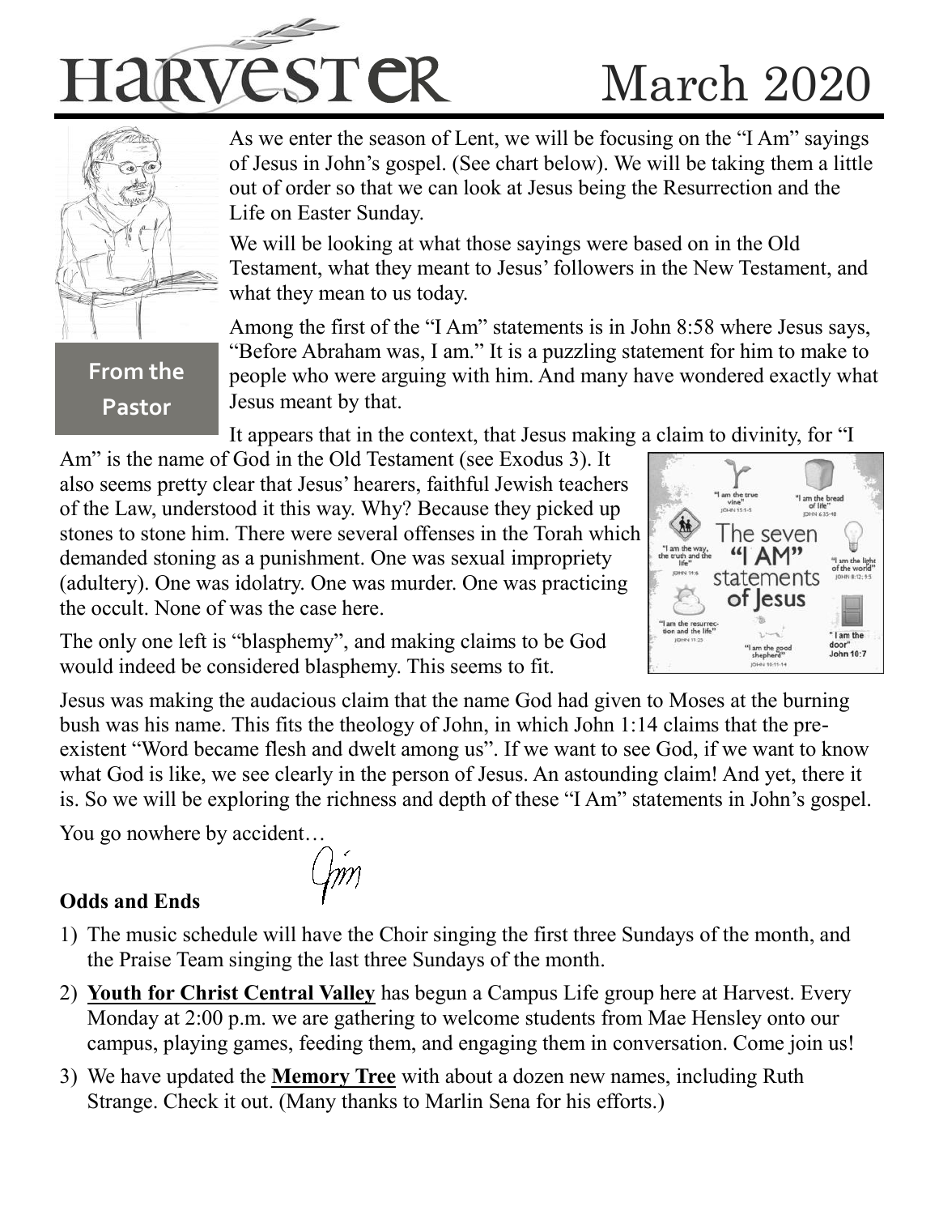# Harvester

## March 2020

**From the Pastor**

As we enter the season of Lent, we will be focusing on the "I Am" sayings of Jesus in John's gospel. (See chart below). We will be taking them a little out of order so that we can look at Jesus being the Resurrection and the Life on Easter Sunday.

We will be looking at what those sayings were based on in the Old Testament, what they meant to Jesus' followers in the New Testament, and what they mean to us today.

Among the first of the "I Am" statements is in John 8:58 where Jesus says, "Before Abraham was, I am." It is a puzzling statement for him to make to people who were arguing with him. And many have wondered exactly what Jesus meant by that.

It appears that in the context, that Jesus making a claim to divinity, for "I Am" is the name of God in the Old Testament (see Exodus 3). It also seems pretty clear that Jesus' hearers, faithful Jewish teachers of the Law, understood it this way. Why? Because they picked up stones to stone him. There were several offenses in the Torah which demanded stoning as a punishment. One was sexual impropriety (adultery). One was idolatry. One was murder. One was practicing the occult. None of was the case here.

The only one left is "blasphemy", and making claims to be God would indeed be considered blasphemy. This seems to fit.

Jesus was making the audacious claim that the name God had given to Moses at the burning bush was his name. This fits the theology of John, in which John 1:14 claims that the pre-existent "Word became flesh and dwelt among us". If we want to see God, if we want to know what God is like, we see clearly in the person of Jesus. An astounding claim! And yet, there it is. So we will be exploring the richness and depth of these "I Am" statements in John's gospel.

You go nowhere by accident…

Jim

### Odds and Ends

1) The music schedule will have the Choir singing the first three Sundays of the month, and the Praise Team singing the last three Sundays of the month.
2) **Youth for Christ Central Valley** has begun a Campus Life group here at Harvest. Every Monday at 2:00 p.m. we are gathering to welcome students from Mae Hensley onto our campus, playing games, feeding them, and engaging them in conversation. Come join us!
3) We have updated the **Memory Tree** with about a dozen new names, including Ruth Strange. Check it out. (Many thanks to Marlin Sena for his efforts.)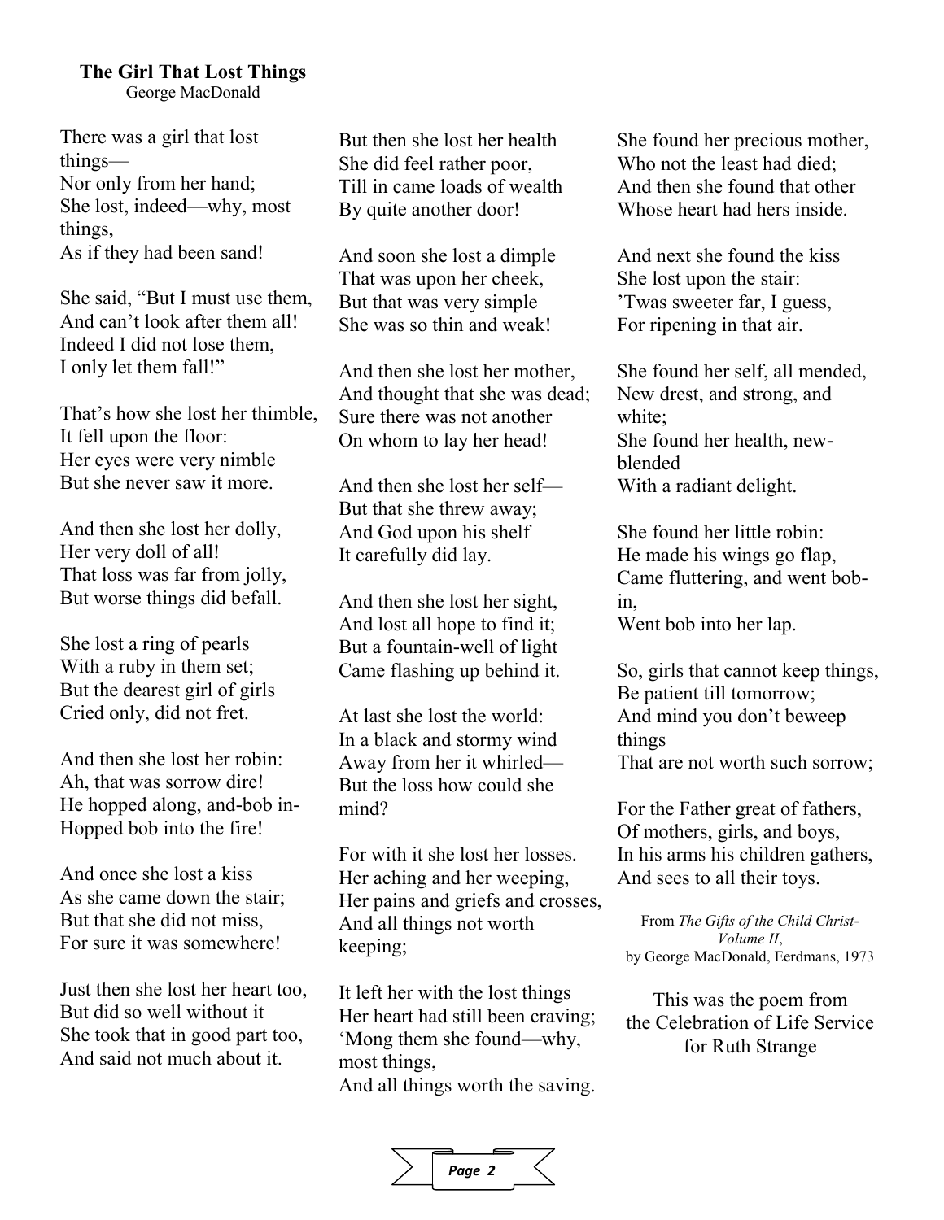## The Girl That Lost Things

George MacDonald

There was a girl that lost things—  
Nor only from her hand;  
She lost, indeed—why, most things,  
As if they had been sand!

She said, "But I must use them,  
And can't look after them all!  
Indeed I did not lose them,  
I only let them fall!"

That's how she lost her thimble,  
It fell upon the floor:  
Her eyes were very nimble  
But she never saw it more.

And then she lost her dolly,  
Her very doll of all!  
That loss was far from jolly,  
But worse things did befall.

She lost a ring of pearls  
With a ruby in them set;  
But the dearest girl of girls  
Cried only, did not fret.

And then she lost her robin:  
Ah, that was sorrow dire!  
He hopped along, and-bob in-  
Hopped bob into the fire!

And once she lost a kiss  
As she came down the stair;  
But that she did not miss,  
For sure it was somewhere!

Just then she lost her heart too,  
But did so well without it  
She took that in good part too,  
And said not much about it.

But then she lost her health  
She did feel rather poor,  
Till in came loads of wealth  
By quite another door!

And soon she lost a dimple  
That was upon her cheek,  
But that was very simple  
She was so thin and weak!

And then she lost her mother,  
And thought that she was dead;  
Sure there was not another  
On whom to lay her head!

And then she lost her self—  
But that she threw away;  
And God upon his shelf  
It carefully did lay.

And then she lost her sight,  
And lost all hope to find it;  
But a fountain-well of light  
Came flashing up behind it.

At last she lost the world:  
In a black and stormy wind  
Away from her it whirled—  
But the loss how could she mind?

For with it she lost her losses.  
Her aching and her weeping,  
Her pains and griefs and crosses,  
And all things not worth keeping;

It left her with the lost things  
Her heart had still been craving;  
'Mong them she found—why, most things,  
And all things worth the saving.

She found her precious mother,  
Who not the least had died;  
And then she found that other  
Whose heart had hers inside.

And next she found the kiss  
She lost upon the stair:  
'Twas sweeter far, I guess,  
For ripening in that air.

She found her self, all mended,  
New drest, and strong, and white;  
She found her health, new-blended  
With a radiant delight.

She found her little robin:  
He made his wings go flap,  
Came fluttering, and went bob-in,  
Went bob into her lap.

So, girls that cannot keep things,  
Be patient till tomorrow;  
And mind you don't beweep things  
That are not worth such sorrow;

For the Father great of fathers,  
Of mothers, girls, and boys,  
In his arms his children gathers,  
And sees to all their toys.

From *The Gifts of the Child Christ-Volume II*, by George MacDonald, Eerdmans, 1973

This was the poem from the Celebration of Life Service for Ruth Strange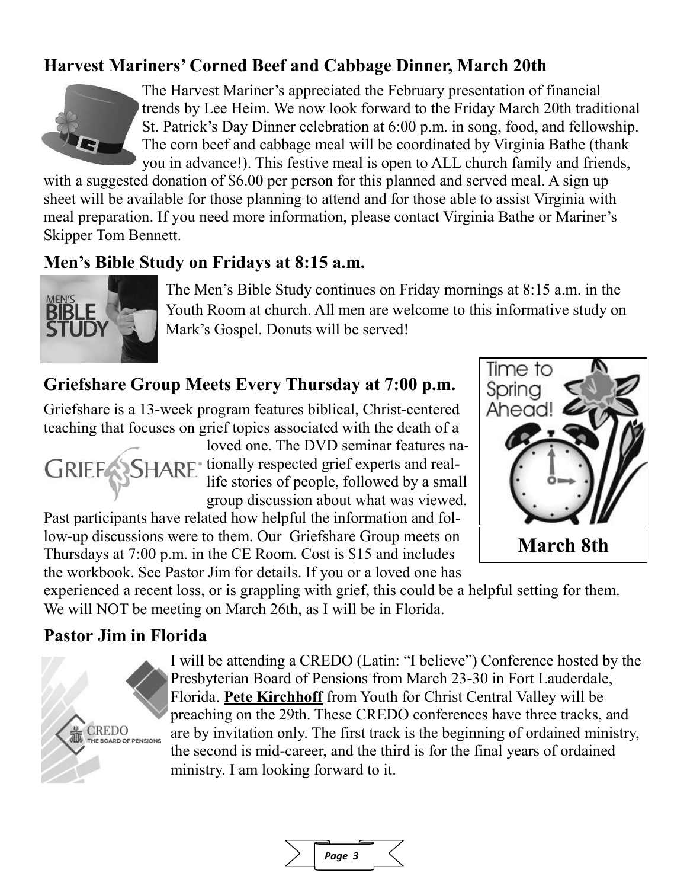## Harvest Mariners' Corned Beef and Cabbage Dinner, March 20th

The Harvest Mariner's appreciated the February presentation of financial trends by Lee Heim. We now look forward to the Friday March 20th traditional St. Patrick's Day Dinner celebration at 6:00 p.m. in song, food, and fellowship. The corn beef and cabbage meal will be coordinated by Virginia Bathe (thank you in advance!). This festive meal is open to ALL church family and friends, with a suggested donation of $6.00 per person for this planned and served meal. A sign up sheet will be available for those planning to attend and for those able to assist Virginia with meal preparation. If you need more information, please contact Virginia Bathe or Mariner's Skipper Tom Bennett.

## Men's Bible Study on Fridays at 8:15 a.m.

The Men's Bible Study continues on Friday mornings at 8:15 a.m. in the Youth Room at church. All men are welcome to this informative study on Mark's Gospel. Donuts will be served!

## Griefshare Group Meets Every Thursday at 7:00 p.m.

Griefshare is a 13-week program features biblical, Christ-centered teaching that focuses on grief topics associated with the death of a loved one. The DVD seminar features nationally respected grief experts and real-life stories of people, followed by a small group discussion about what was viewed. Past participants have related how helpful the information and follow-up discussions were to them. Our Griefshare Group meets on Thursdays at 7:00 p.m. in the CE Room. Cost is $15 and includes the workbook. See Pastor Jim for details. If you or a loved one has experienced a recent loss, or is grappling with grief, this could be a helpful setting for them. We will NOT be meeting on March 26th, as I will be in Florida.

Time to Spring Ahead!

**March 8th**

## Pastor Jim in Florida

I will be attending a CREDO (Latin: "I believe") Conference hosted by the Presbyterian Board of Pensions from March 23-30 in Fort Lauderdale, Florida. **Pete Kirchhoff** from Youth for Christ Central Valley will be preaching on the 29th. These CREDO conferences have three tracks, and are by invitation only. The first track is the beginning of ordained ministry, the second is mid-career, and the third is for the final years of ordained ministry. I am looking forward to it.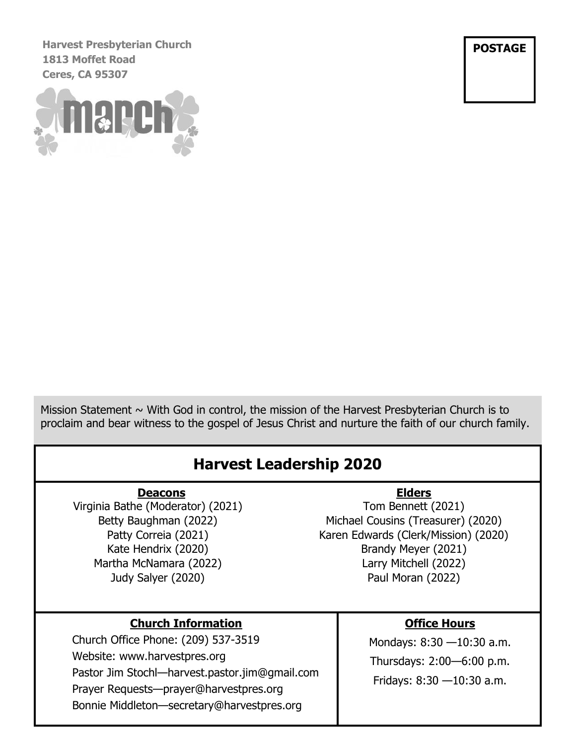**Harvest Presbyterian Church**
**1813 Moffet Road**
**Ceres, CA 95307**

**POSTAGE**

Mission Statement ~ With God in control, the mission of the Harvest Presbyterian Church is to proclaim and bear witness to the gospel of Jesus Christ and nurture the faith of our church family.

## Harvest Leadership 2020

**Deacons**

Virginia Bathe (Moderator) (2021)
Betty Baughman (2022)
Patty Correia (2021)
Kate Hendrix (2020)
Martha McNamara (2022)
Judy Salyer (2020)

**Elders**

Tom Bennett (2021)
Michael Cousins (Treasurer) (2020)
Karen Edwards (Clerk/Mission) (2020)
Brandy Meyer (2021)
Larry Mitchell (2022)
Paul Moran (2022)

**Church Information**

Church Office Phone: (209) 537-3519
Website: www.harvestpres.org
Pastor Jim Stochl—harvest.pastor.jim@gmail.com
Prayer Requests—prayer@harvestpres.org
Bonnie Middleton—secretary@harvestpres.org

**Office Hours**

Mondays: 8:30 —10:30 a.m.
Thursdays: 2:00—6:00 p.m.
Fridays: 8:30 —10:30 a.m.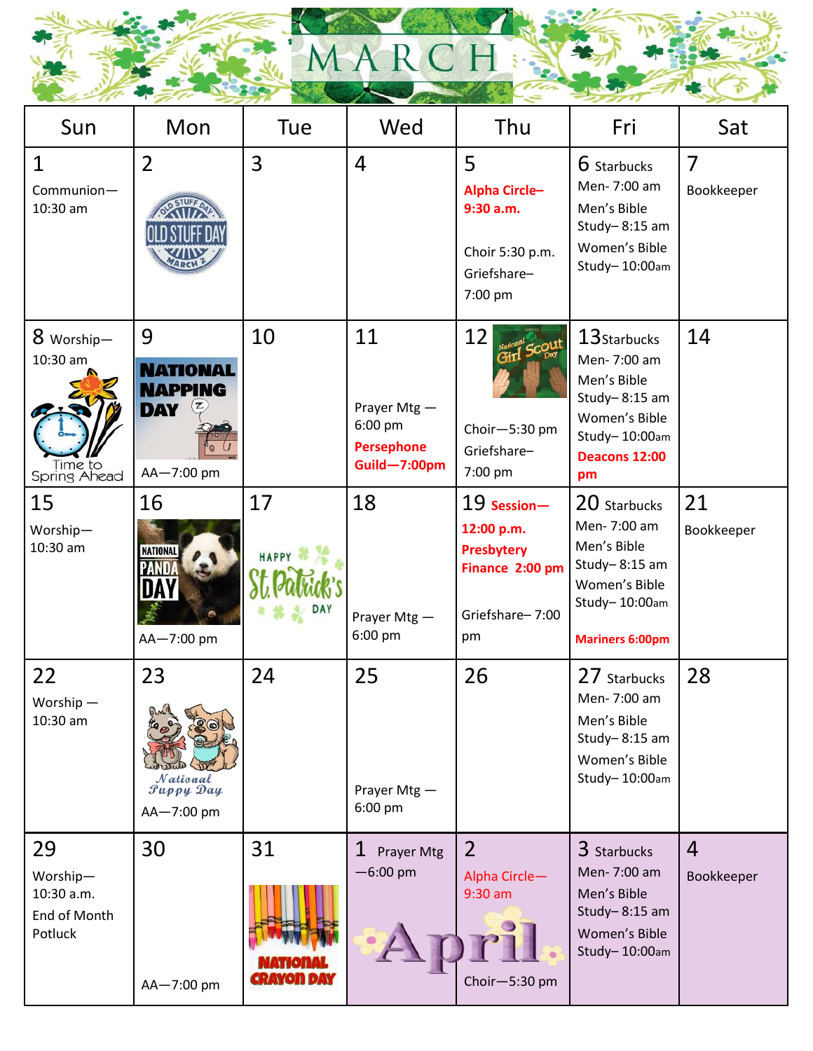# MARCH

| Sun | Mon | Tue | Wed | Thu | Fri | Sat |
|---|---|---|---|---|---|---|
| 1 Communion—10:30 am | 2 OLD STUFF DAY MARCH 2 | 3 | 4 | 5 **Alpha Circle–9:30 a.m.** Choir 5:30 p.m. Griefshare–7:00 pm | 6 Starbucks Men- 7:00 am Men's Bible Study– 8:15 am Women's Bible Study– 10:00am | 7 Bookkeeper |
| 8 Worship—10:30 am Time to Spring Ahead | 9 NATIONAL NAPPING DAY AA—7:00 pm | 10 | 11 Prayer Mtg — 6:00 pm **Persephone Guild—7:00pm** | 12 National Girl Scout Day Choir—5:30 pm Griefshare–7:00 pm | 13 Starbucks Men- 7:00 am Men's Bible Study– 8:15 am Women's Bible Study– 10:00am **Deacons 12:00 pm** | 14 |
| 15 Worship—10:30 am | 16 NATIONAL PANDA DAY AA—7:00 pm | 17 HAPPY St. Patrick's DAY | 18 Prayer Mtg — 6:00 pm | 19 **Session—12:00 p.m. Presbytery Finance 2:00 pm** Griefshare– 7:00 pm | 20 Starbucks Men- 7:00 am Men's Bible Study– 8:15 am Women's Bible Study– 10:00am **Mariners 6:00pm** | 21 Bookkeeper |
| 22 Worship — 10:30 am | 23 National Puppy Day AA—7:00 pm | 24 | 25 Prayer Mtg — 6:00 pm | 26 | 27 Starbucks Men- 7:00 am Men's Bible Study– 8:15 am Women's Bible Study– 10:00am | 28 |
| 29 Worship—10:30 a.m. End of Month Potluck | 30 AA—7:00 pm | 31 NATIONAL CRAYON DAY | 1 Prayer Mtg —6:00 pm April | 2 Alpha Circle—9:30 am Choir—5:30 pm | 3 Starbucks Men- 7:00 am Men's Bible Study– 8:15 am Women's Bible Study– 10:00am | 4 Bookkeeper |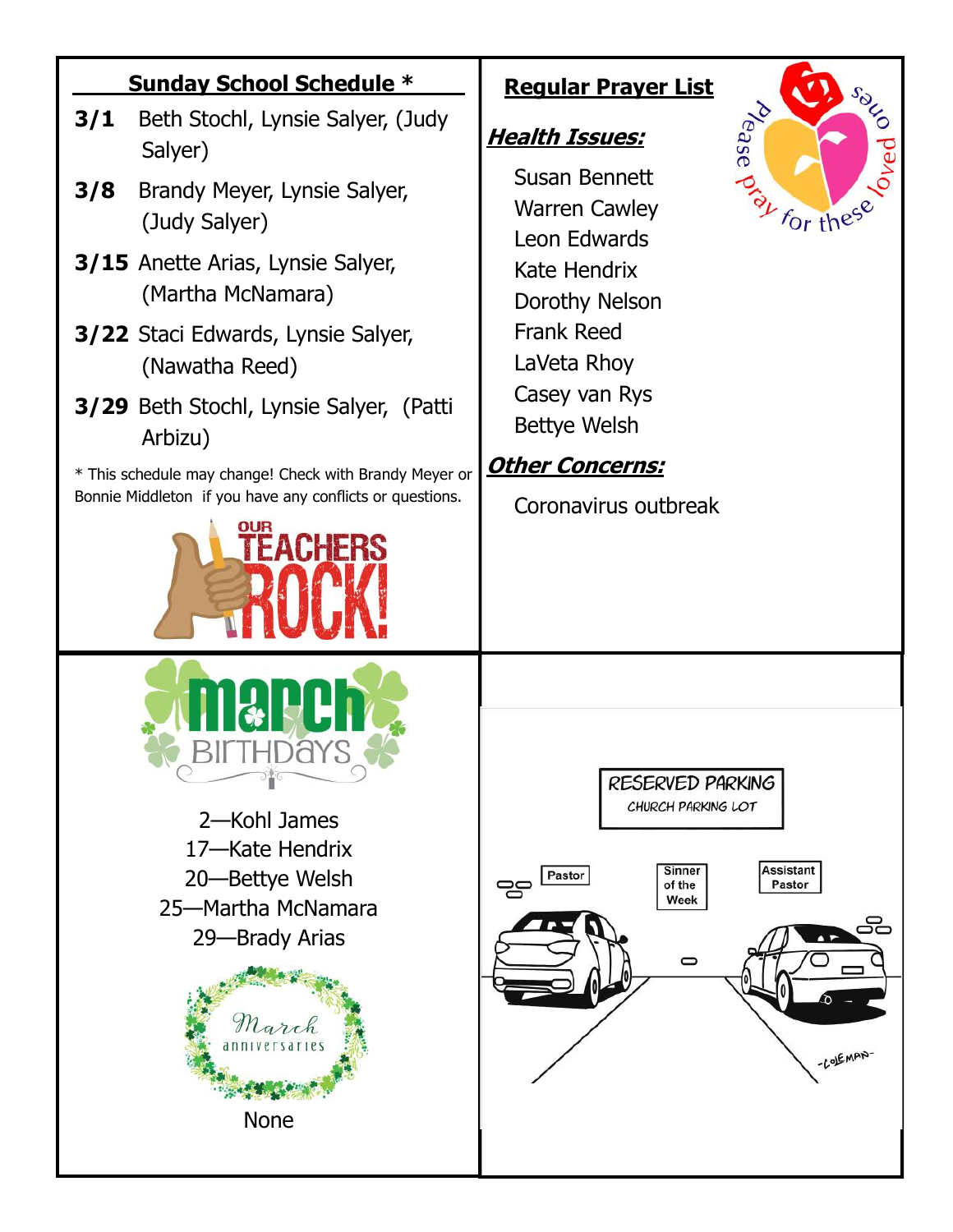## Sunday School Schedule *

- **3/1** Beth Stochl, Lynsie Salyer, (Judy Salyer)
- **3/8** Brandy Meyer, Lynsie Salyer, (Judy Salyer)
- **3/15** Anette Arias, Lynsie Salyer, (Martha McNamara)
- **3/22** Staci Edwards, Lynsie Salyer, (Nawatha Reed)
- **3/29** Beth Stochl, Lynsie Salyer, (Patti Arbizu)

* This schedule may change! Check with Brandy Meyer or Bonnie Middleton if you have any conflicts or questions.

OUR TEACHERS ROCK!

## Regular Prayer List

please pray for these loved ones

### *Health Issues:*

Susan Bennett
Warren Cawley
Leon Edwards
Kate Hendrix
Dorothy Nelson
Frank Reed
LaVeta Rhoy
Casey van Rys
Bettye Welsh

### *Other Concerns:*

Coronavirus outbreak

## March Birthdays

2—Kohl James
17—Kate Hendrix
20—Bettye Welsh
25—Martha McNamara
29—Brady Arias

## March anniversaries

None